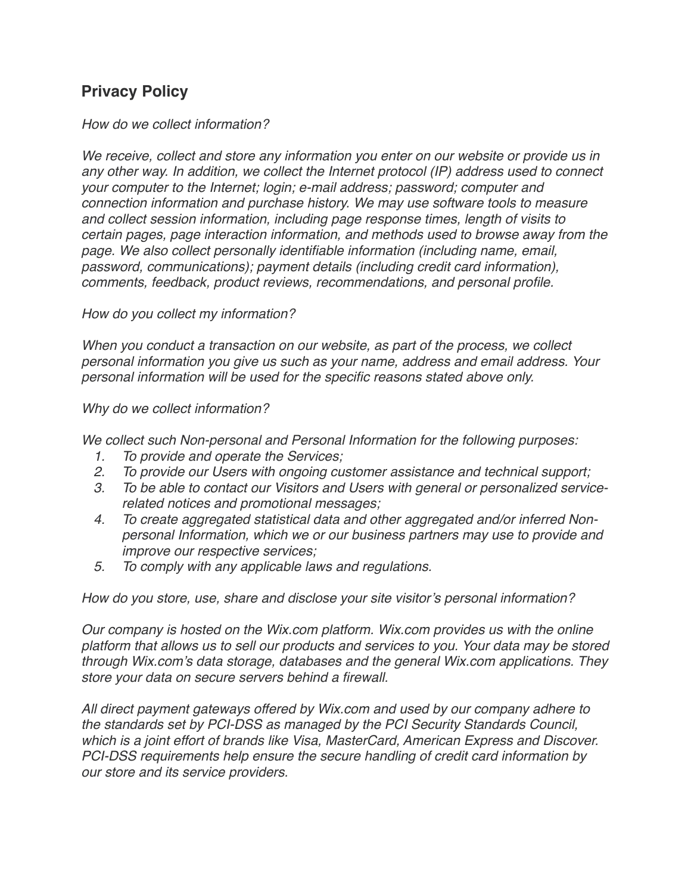# Privacy Policy

*How do we collect information?*

*We receive, collect and store any information you enter on our website or provide us in any other way. In addition, we collect the Internet protocol (IP) address used to connect your computer to the Internet; login; e-mail address; password; computer and connection information and purchase history. We may use software tools to measure and collect session information, including page response times, length of visits to certain pages, page interaction information, and methods used to browse away from the page. We also collect personally identifiable information (including name, email, password, communications); payment details (including credit card information), comments, feedback, product reviews, recommendations, and personal profile.*

*How do you collect my information?*

*When you conduct a transaction on our website, as part of the process, we collect personal information you give us such as your name, address and email address. Your personal information will be used for the specific reasons stated above only.*

*Why do we collect information?*

*We collect such Non-personal and Personal Information for the following purposes:*

1. *To provide and operate the Services;*
2. *To provide our Users with ongoing customer assistance and technical support;*
3. *To be able to contact our Visitors and Users with general or personalized service-related notices and promotional messages;*
4. *To create aggregated statistical data and other aggregated and/or inferred Non-personal Information, which we or our business partners may use to provide and improve our respective services;*
5. *To comply with any applicable laws and regulations.*

*How do you store, use, share and disclose your site visitor's personal information?*

*Our company is hosted on the Wix.com platform. Wix.com provides us with the online platform that allows us to sell our products and services to you. Your data may be stored through Wix.com's data storage, databases and the general Wix.com applications. They store your data on secure servers behind a firewall.*

*All direct payment gateways offered by Wix.com and used by our company adhere to the standards set by PCI-DSS as managed by the PCI Security Standards Council, which is a joint effort of brands like Visa, MasterCard, American Express and Discover. PCI-DSS requirements help ensure the secure handling of credit card information by our store and its service providers.*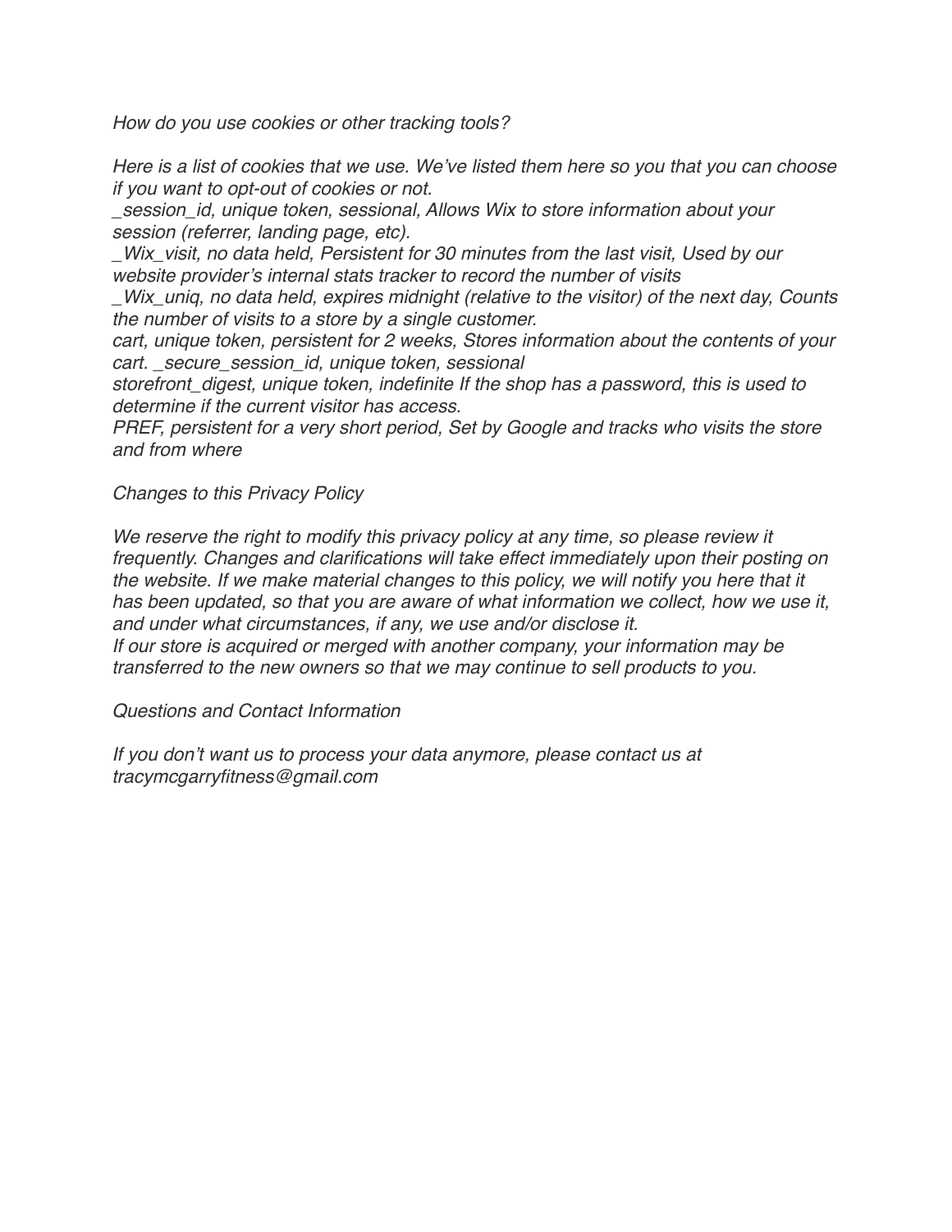*How do you use cookies or other tracking tools?*

*Here is a list of cookies that we use. We've listed them here so you that you can choose if you want to opt-out of cookies or not.*
*_session_id, unique token, sessional, Allows Wix to store information about your session (referrer, landing page, etc).*
*_Wix_visit, no data held, Persistent for 30 minutes from the last visit, Used by our website provider's internal stats tracker to record the number of visits*
*_Wix_uniq, no data held, expires midnight (relative to the visitor) of the next day, Counts the number of visits to a store by a single customer.*
*cart, unique token, persistent for 2 weeks, Stores information about the contents of your cart. _secure_session_id, unique token, sessional*
*storefront_digest, unique token, indefinite If the shop has a password, this is used to determine if the current visitor has access.*
*PREF, persistent for a very short period, Set by Google and tracks who visits the store and from where*

*Changes to this Privacy Policy*

*We reserve the right to modify this privacy policy at any time, so please review it frequently. Changes and clarifications will take effect immediately upon their posting on the website. If we make material changes to this policy, we will notify you here that it has been updated, so that you are aware of what information we collect, how we use it, and under what circumstances, if any, we use and/or disclose it.*
*If our store is acquired or merged with another company, your information may be transferred to the new owners so that we may continue to sell products to you.*

*Questions and Contact Information*

*If you don't want us to process your data anymore, please contact us at tracymcgarryfitness@gmail.com*